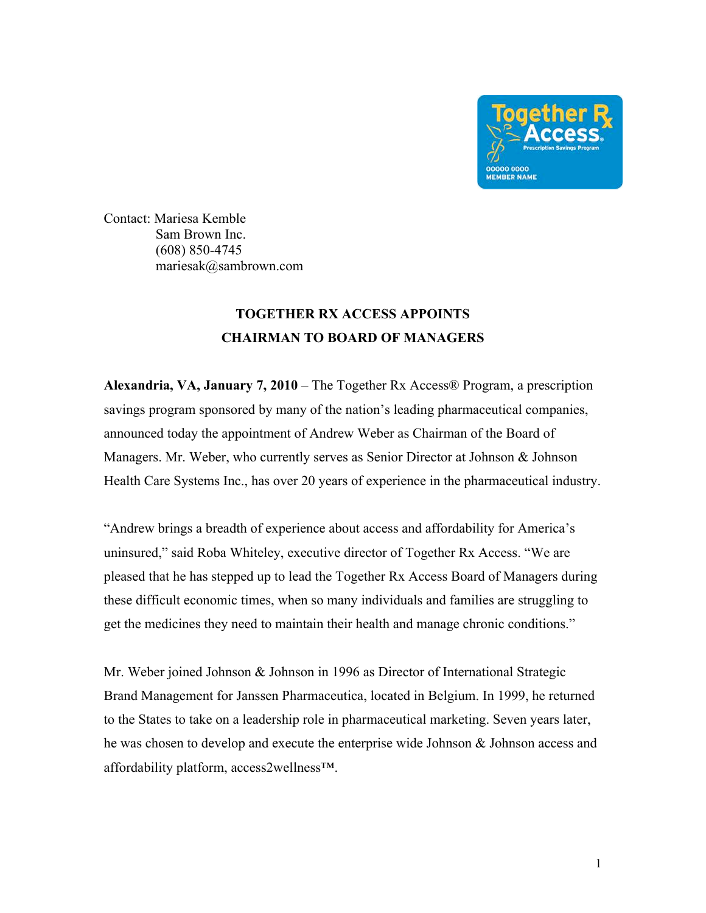Contact: Mariesa Kemble
Sam Brown Inc.
(608) 850-4745
mariesak@sambrown.com

# TOGETHER RX ACCESS APPOINTS CHAIRMAN TO BOARD OF MANAGERS

**Alexandria, VA, January 7, 2010** – The Together Rx Access® Program, a prescription savings program sponsored by many of the nation's leading pharmaceutical companies, announced today the appointment of Andrew Weber as Chairman of the Board of Managers. Mr. Weber, who currently serves as Senior Director at Johnson & Johnson Health Care Systems Inc., has over 20 years of experience in the pharmaceutical industry.

"Andrew brings a breadth of experience about access and affordability for America's uninsured," said Roba Whiteley, executive director of Together Rx Access. "We are pleased that he has stepped up to lead the Together Rx Access Board of Managers during these difficult economic times, when so many individuals and families are struggling to get the medicines they need to maintain their health and manage chronic conditions."

Mr. Weber joined Johnson & Johnson in 1996 as Director of International Strategic Brand Management for Janssen Pharmaceutica, located in Belgium. In 1999, he returned to the States to take on a leadership role in pharmaceutical marketing. Seven years later, he was chosen to develop and execute the enterprise wide Johnson & Johnson access and affordability platform, access2wellness™.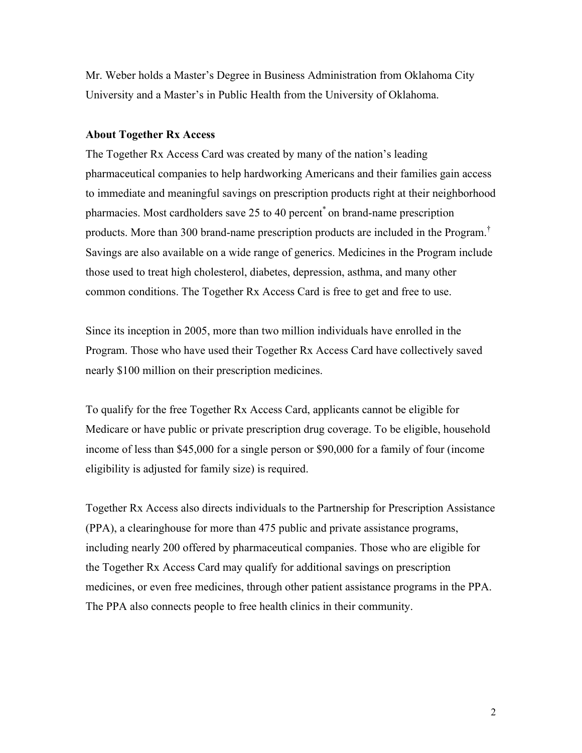Mr. Weber holds a Master's Degree in Business Administration from Oklahoma City University and a Master's in Public Health from the University of Oklahoma.

**About Together Rx Access**

The Together Rx Access Card was created by many of the nation's leading pharmaceutical companies to help hardworking Americans and their families gain access to immediate and meaningful savings on prescription products right at their neighborhood pharmacies. Most cardholders save 25 to 40 percent[*] on brand-name prescription products. More than 300 brand-name prescription products are included in the Program.[†] Savings are also available on a wide range of generics. Medicines in the Program include those used to treat high cholesterol, diabetes, depression, asthma, and many other common conditions. The Together Rx Access Card is free to get and free to use.

Since its inception in 2005, more than two million individuals have enrolled in the Program. Those who have used their Together Rx Access Card have collectively saved nearly $100 million on their prescription medicines.

To qualify for the free Together Rx Access Card, applicants cannot be eligible for Medicare or have public or private prescription drug coverage. To be eligible, household income of less than $45,000 for a single person or $90,000 for a family of four (income eligibility is adjusted for family size) is required.

Together Rx Access also directs individuals to the Partnership for Prescription Assistance (PPA), a clearinghouse for more than 475 public and private assistance programs, including nearly 200 offered by pharmaceutical companies. Those who are eligible for the Together Rx Access Card may qualify for additional savings on prescription medicines, or even free medicines, through other patient assistance programs in the PPA. The PPA also connects people to free health clinics in their community.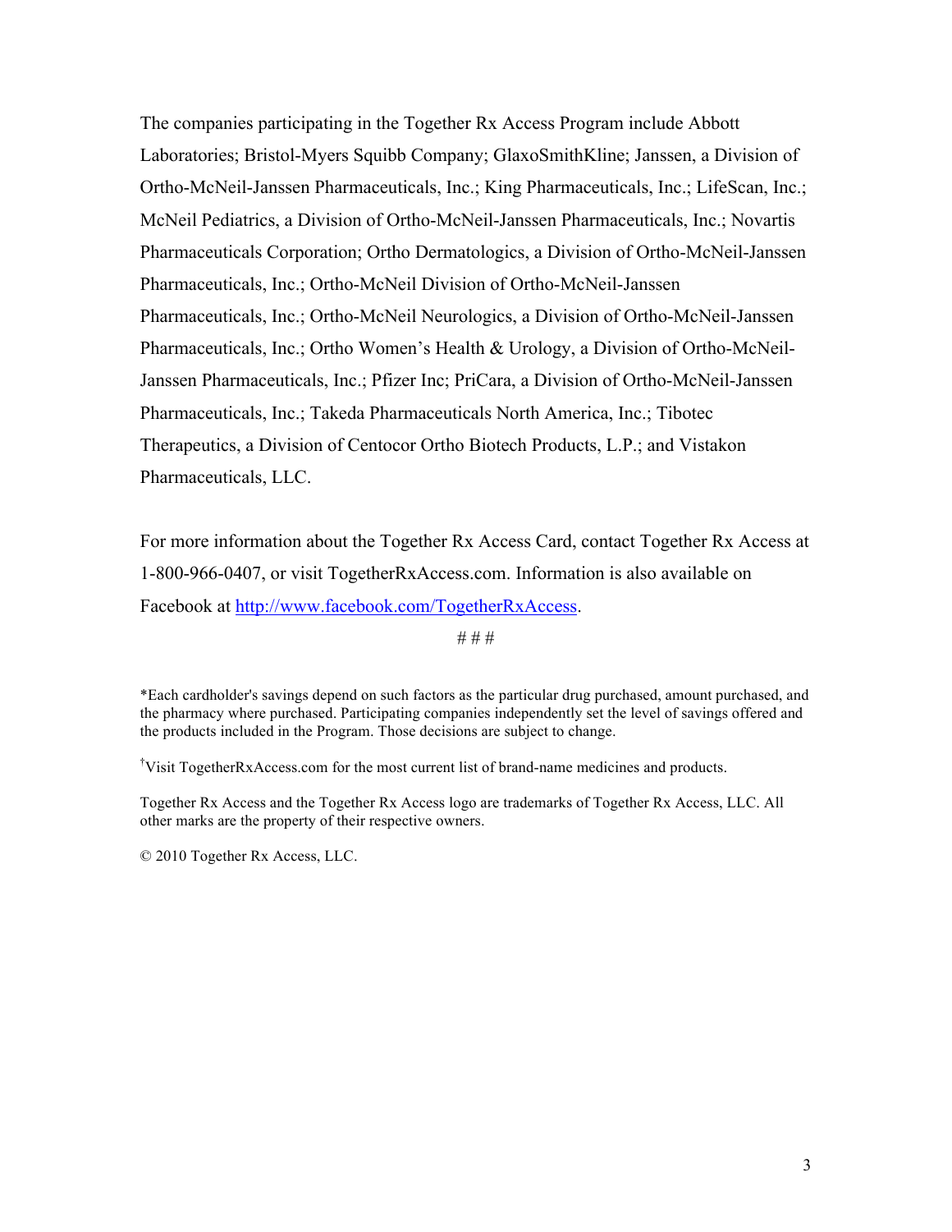The companies participating in the Together Rx Access Program include Abbott Laboratories; Bristol-Myers Squibb Company; GlaxoSmithKline; Janssen, a Division of Ortho-McNeil-Janssen Pharmaceuticals, Inc.; King Pharmaceuticals, Inc.; LifeScan, Inc.; McNeil Pediatrics, a Division of Ortho-McNeil-Janssen Pharmaceuticals, Inc.; Novartis Pharmaceuticals Corporation; Ortho Dermatologics, a Division of Ortho-McNeil-Janssen Pharmaceuticals, Inc.; Ortho-McNeil Division of Ortho-McNeil-Janssen Pharmaceuticals, Inc.; Ortho-McNeil Neurologics, a Division of Ortho-McNeil-Janssen Pharmaceuticals, Inc.; Ortho Women's Health & Urology, a Division of Ortho-McNeil-Janssen Pharmaceuticals, Inc.; Pfizer Inc; PriCara, a Division of Ortho-McNeil-Janssen Pharmaceuticals, Inc.; Takeda Pharmaceuticals North America, Inc.; Tibotec Therapeutics, a Division of Centocor Ortho Biotech Products, L.P.; and Vistakon Pharmaceuticals, LLC.

For more information about the Together Rx Access Card, contact Together Rx Access at 1-800-966-0407, or visit TogetherRxAccess.com. Information is also available on Facebook at [http://www.facebook.com/TogetherRxAccess](http://www.facebook.com/TogetherRxAccess).

# # #

*Each cardholder's savings depend on such factors as the particular drug purchased, amount purchased, and the pharmacy where purchased. Participating companies independently set the level of savings offered and the products included in the Program. Those decisions are subject to change.

†Visit TogetherRxAccess.com for the most current list of brand-name medicines and products.

Together Rx Access and the Together Rx Access logo are trademarks of Together Rx Access, LLC. All other marks are the property of their respective owners.

© 2010 Together Rx Access, LLC.